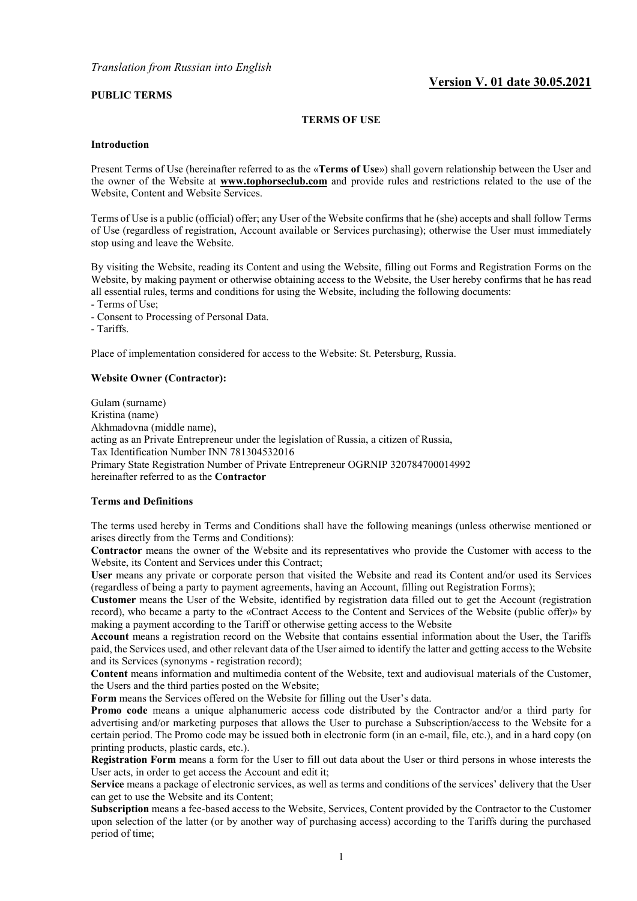*Translation from Russian into English*

**Version V. 01 date 30.05.2021**

**PUBLIC TERMS**

## TERMS OF USE

**Introduction**

Present Terms of Use (hereinafter referred to as the «**Terms of Use**») shall govern relationship between the User and the owner of the Website at **www.tophorseclub.com** and provide rules and restrictions related to the use of the Website, Content and Website Services.

Terms of Use is a public (official) offer; any User of the Website confirms that he (she) accepts and shall follow Terms of Use (regardless of registration, Account available or Services purchasing); otherwise the User must immediately stop using and leave the Website.

By visiting the Website, reading its Content and using the Website, filling out Forms and Registration Forms on the Website, by making payment or otherwise obtaining access to the Website, the User hereby confirms that he has read all essential rules, terms and conditions for using the Website, including the following documents:

- Terms of Use;
- Consent to Processing of Personal Data.
- Tariffs.

Place of implementation considered for access to the Website: St. Petersburg, Russia.

**Website Owner (Contractor):**

Gulam (surname)
Kristina (name)
Akhmadovna (middle name),
acting as an Private Entrepreneur under the legislation of Russia, a citizen of Russia,
Tax Identification Number INN 781304532016
Primary State Registration Number of Private Entrepreneur OGRNIP 320784700014992
hereinafter referred to as the **Contractor**

**Terms and Definitions**

The terms used hereby in Terms and Conditions shall have the following meanings (unless otherwise mentioned or arises directly from the Terms and Conditions):

**Contractor** means the owner of the Website and its representatives who provide the Customer with access to the Website, its Content and Services under this Contract;

**User** means any private or corporate person that visited the Website and read its Content and/or used its Services (regardless of being a party to payment agreements, having an Account, filling out Registration Forms);

**Customer** means the User of the Website, identified by registration data filled out to get the Account (registration record), who became a party to the «Contract Access to the Content and Services of the Website (public offer)» by making a payment according to the Tariff or otherwise getting access to the Website

**Account** means a registration record on the Website that contains essential information about the User, the Tariffs paid, the Services used, and other relevant data of the User aimed to identify the latter and getting access to the Website and its Services (synonyms - registration record);

**Content** means information and multimedia content of the Website, text and audiovisual materials of the Customer, the Users and the third parties posted on the Website;

**Form** means the Services offered on the Website for filling out the User's data.

**Promo code** means a unique alphanumeric access code distributed by the Contractor and/or a third party for advertising and/or marketing purposes that allows the User to purchase a Subscription/access to the Website for a certain period. The Promo code may be issued both in electronic form (in an e-mail, file, etc.), and in a hard copy (on printing products, plastic cards, etc.).

**Registration Form** means a form for the User to fill out data about the User or third persons in whose interests the User acts, in order to get access the Account and edit it;

**Service** means a package of electronic services, as well as terms and conditions of the services' delivery that the User can get to use the Website and its Content;

**Subscription** means a fee-based access to the Website, Services, Content provided by the Contractor to the Customer upon selection of the latter (or by another way of purchasing access) according to the Tariffs during the purchased period of time;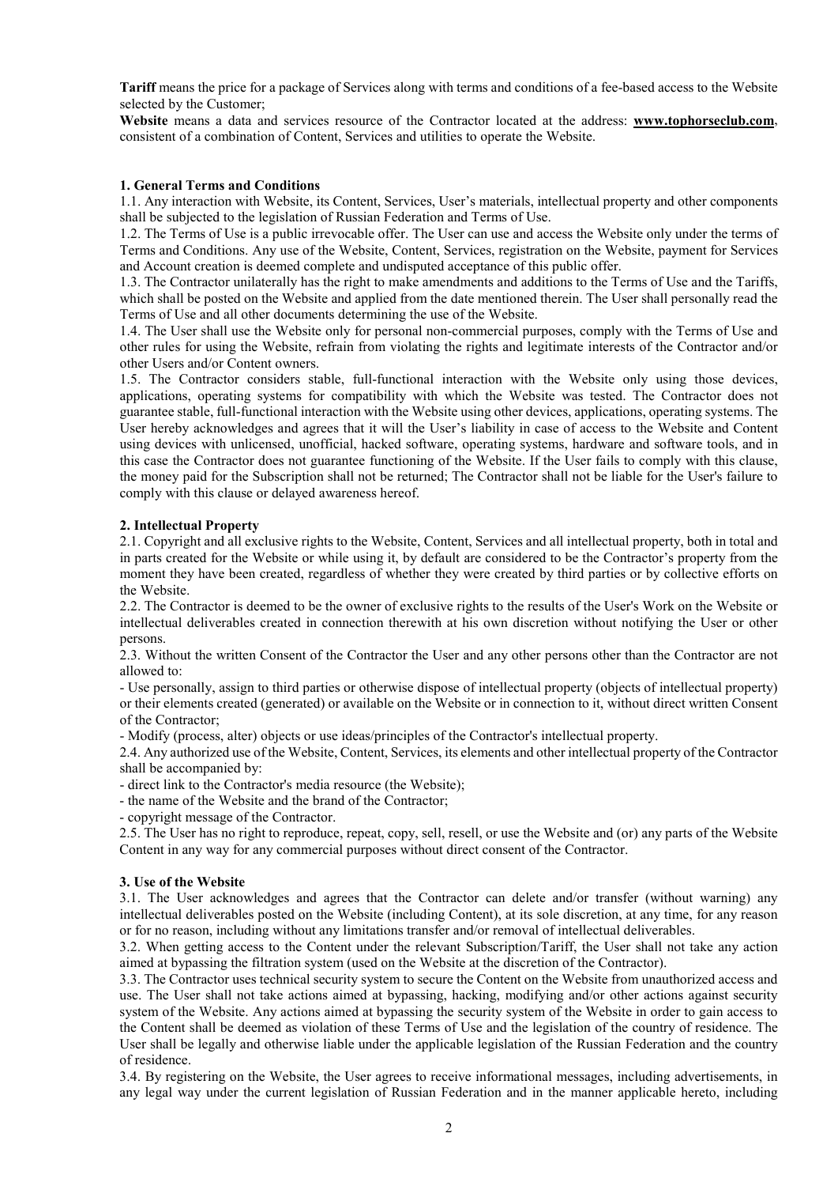**Tariff** means the price for a package of Services along with terms and conditions of a fee-based access to the Website selected by the Customer;

**Website** means a data and services resource of the Contractor located at the address: **www.tophorseclub.com**, consistent of a combination of Content, Services and utilities to operate the Website.

**1. General Terms and Conditions**

1.1. Any interaction with Website, its Content, Services, User's materials, intellectual property and other components shall be subjected to the legislation of Russian Federation and Terms of Use.

1.2. The Terms of Use is a public irrevocable offer. The User can use and access the Website only under the terms of Terms and Conditions. Any use of the Website, Content, Services, registration on the Website, payment for Services and Account creation is deemed complete and undisputed acceptance of this public offer.

1.3. The Contractor unilaterally has the right to make amendments and additions to the Terms of Use and the Tariffs, which shall be posted on the Website and applied from the date mentioned therein. The User shall personally read the Terms of Use and all other documents determining the use of the Website.

1.4. The User shall use the Website only for personal non-commercial purposes, comply with the Terms of Use and other rules for using the Website, refrain from violating the rights and legitimate interests of the Contractor and/or other Users and/or Content owners.

1.5. The Contractor considers stable, full-functional interaction with the Website only using those devices, applications, operating systems for compatibility with which the Website was tested. The Contractor does not guarantee stable, full-functional interaction with the Website using other devices, applications, operating systems. The User hereby acknowledges and agrees that it will the User's liability in case of access to the Website and Content using devices with unlicensed, unofficial, hacked software, operating systems, hardware and software tools, and in this case the Contractor does not guarantee functioning of the Website. If the User fails to comply with this clause, the money paid for the Subscription shall not be returned; The Contractor shall not be liable for the User's failure to comply with this clause or delayed awareness hereof.

**2. Intellectual Property**

2.1. Copyright and all exclusive rights to the Website, Content, Services and all intellectual property, both in total and in parts created for the Website or while using it, by default are considered to be the Contractor's property from the moment they have been created, regardless of whether they were created by third parties or by collective efforts on the Website.

2.2. The Contractor is deemed to be the owner of exclusive rights to the results of the User's Work on the Website or intellectual deliverables created in connection therewith at his own discretion without notifying the User or other persons.

2.3. Without the written Consent of the Contractor the User and any other persons other than the Contractor are not allowed to:

- Use personally, assign to third parties or otherwise dispose of intellectual property (objects of intellectual property) or their elements created (generated) or available on the Website or in connection to it, without direct written Consent of the Contractor;
- Modify (process, alter) objects or use ideas/principles of the Contractor's intellectual property.

2.4. Any authorized use of the Website, Content, Services, its elements and other intellectual property of the Contractor shall be accompanied by:

- direct link to the Contractor's media resource (the Website);
- the name of the Website and the brand of the Contractor;
- copyright message of the Contractor.

2.5. The User has no right to reproduce, repeat, copy, sell, resell, or use the Website and (or) any parts of the Website Content in any way for any commercial purposes without direct consent of the Contractor.

**3. Use of the Website**

3.1. The User acknowledges and agrees that the Contractor can delete and/or transfer (without warning) any intellectual deliverables posted on the Website (including Content), at its sole discretion, at any time, for any reason or for no reason, including without any limitations transfer and/or removal of intellectual deliverables.

3.2. When getting access to the Content under the relevant Subscription/Tariff, the User shall not take any action aimed at bypassing the filtration system (used on the Website at the discretion of the Contractor).

3.3. The Contractor uses technical security system to secure the Content on the Website from unauthorized access and use. The User shall not take actions aimed at bypassing, hacking, modifying and/or other actions against security system of the Website. Any actions aimed at bypassing the security system of the Website in order to gain access to the Content shall be deemed as violation of these Terms of Use and the legislation of the country of residence. The User shall be legally and otherwise liable under the applicable legislation of the Russian Federation and the country of residence.

3.4. By registering on the Website, the User agrees to receive informational messages, including advertisements, in any legal way under the current legislation of Russian Federation and in the manner applicable hereto, including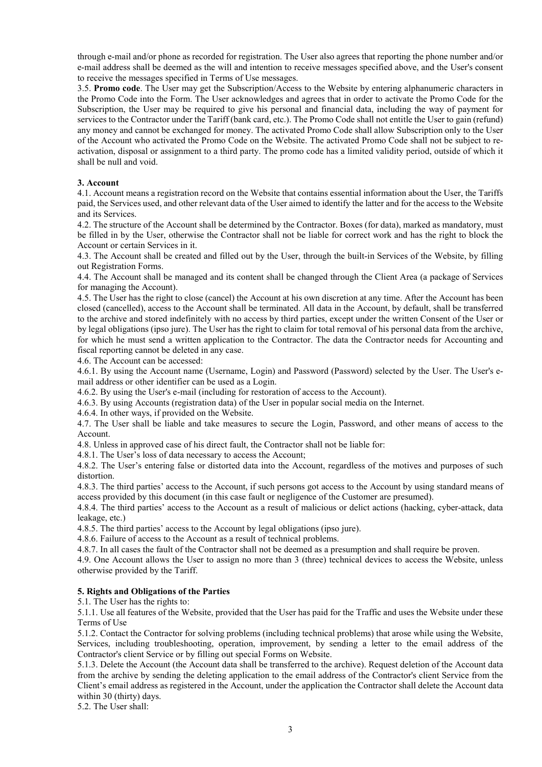through e-mail and/or phone as recorded for registration. The User also agrees that reporting the phone number and/or e-mail address shall be deemed as the will and intention to receive messages specified above, and the User's consent to receive the messages specified in Terms of Use messages.

3.5. **Promo code**. The User may get the Subscription/Access to the Website by entering alphanumeric characters in the Promo Code into the Form. The User acknowledges and agrees that in order to activate the Promo Code for the Subscription, the User may be required to give his personal and financial data, including the way of payment for services to the Contractor under the Tariff (bank card, etc.). The Promo Code shall not entitle the User to gain (refund) any money and cannot be exchanged for money. The activated Promo Code shall allow Subscription only to the User of the Account who activated the Promo Code on the Website. The activated Promo Code shall not be subject to re-activation, disposal or assignment to a third party. The promo code has a limited validity period, outside of which it shall be null and void.

### 3. Account

4.1. Account means a registration record on the Website that contains essential information about the User, the Tariffs paid, the Services used, and other relevant data of the User aimed to identify the latter and for the access to the Website and its Services.

4.2. The structure of the Account shall be determined by the Contractor. Boxes (for data), marked as mandatory, must be filled in by the User, otherwise the Contractor shall not be liable for correct work and has the right to block the Account or certain Services in it.

4.3. The Account shall be created and filled out by the User, through the built-in Services of the Website, by filling out Registration Forms.

4.4. The Account shall be managed and its content shall be changed through the Client Area (a package of Services for managing the Account).

4.5. The User has the right to close (cancel) the Account at his own discretion at any time. After the Account has been closed (cancelled), access to the Account shall be terminated. All data in the Account, by default, shall be transferred to the archive and stored indefinitely with no access by third parties, except under the written Consent of the User or by legal obligations (ipso jure). The User has the right to claim for total removal of his personal data from the archive, for which he must send a written application to the Contractor. The data the Contractor needs for Accounting and fiscal reporting cannot be deleted in any case.

4.6. The Account can be accessed:

4.6.1. By using the Account name (Username, Login) and Password (Password) selected by the User. The User's e-mail address or other identifier can be used as a Login.

4.6.2. By using the User's e-mail (including for restoration of access to the Account).

4.6.3. By using Accounts (registration data) of the User in popular social media on the Internet.

4.6.4. In other ways, if provided on the Website.

4.7. The User shall be liable and take measures to secure the Login, Password, and other means of access to the Account.

4.8. Unless in approved case of his direct fault, the Contractor shall not be liable for:

4.8.1. The User's loss of data necessary to access the Account;

4.8.2. The User's entering false or distorted data into the Account, regardless of the motives and purposes of such distortion.

4.8.3. The third parties' access to the Account, if such persons got access to the Account by using standard means of access provided by this document (in this case fault or negligence of the Customer are presumed).

4.8.4. The third parties' access to the Account as a result of malicious or delict actions (hacking, cyber-attack, data leakage, etc.)

4.8.5. The third parties' access to the Account by legal obligations (ipso jure).

4.8.6. Failure of access to the Account as a result of technical problems.

4.8.7. In all cases the fault of the Contractor shall not be deemed as a presumption and shall require be proven.

4.9. One Account allows the User to assign no more than 3 (three) technical devices to access the Website, unless otherwise provided by the Tariff.

### 5. Rights and Obligations of the Parties

5.1. The User has the rights to:

5.1.1. Use all features of the Website, provided that the User has paid for the Traffic and uses the Website under these Terms of Use

5.1.2. Contact the Contractor for solving problems (including technical problems) that arose while using the Website, Services, including troubleshooting, operation, improvement, by sending a letter to the email address of the Contractor's client Service or by filling out special Forms on Website.

5.1.3. Delete the Account (the Account data shall be transferred to the archive). Request deletion of the Account data from the archive by sending the deleting application to the email address of the Contractor's client Service from the Client's email address as registered in the Account, under the application the Contractor shall delete the Account data within 30 (thirty) days.

5.2. The User shall: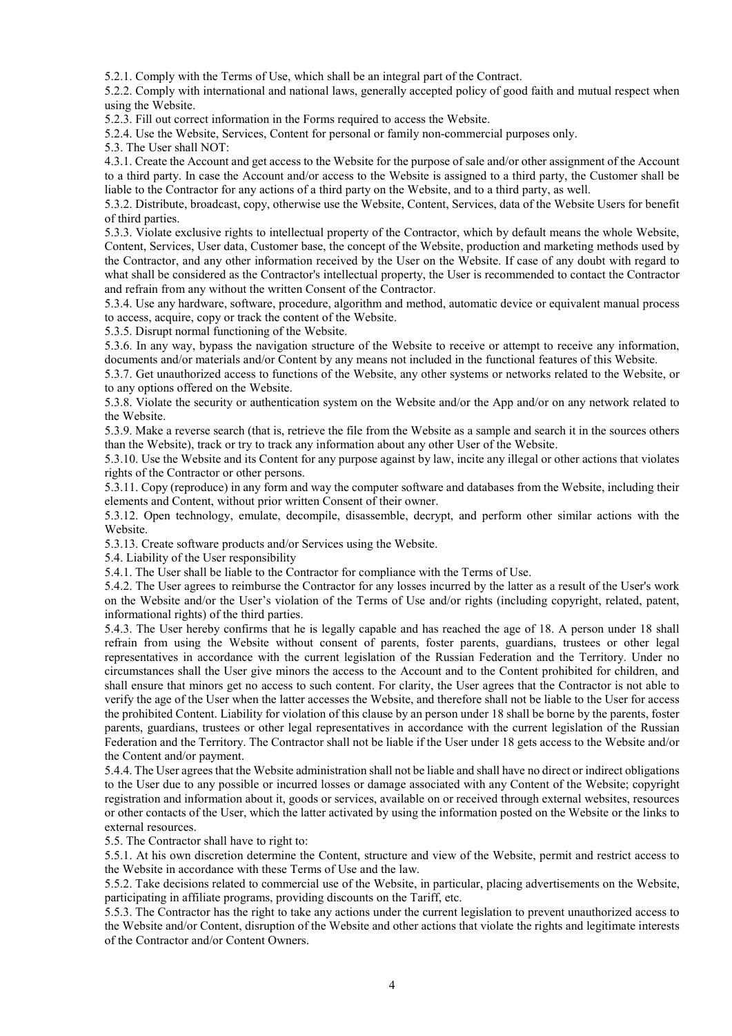5.2.1. Comply with the Terms of Use, which shall be an integral part of the Contract.

5.2.2. Comply with international and national laws, generally accepted policy of good faith and mutual respect when using the Website.

5.2.3. Fill out correct information in the Forms required to access the Website.

5.2.4. Use the Website, Services, Content for personal or family non-commercial purposes only.

5.3. The User shall NOT:

4.3.1. Create the Account and get access to the Website for the purpose of sale and/or other assignment of the Account to a third party. In case the Account and/or access to the Website is assigned to a third party, the Customer shall be liable to the Contractor for any actions of a third party on the Website, and to a third party, as well.

5.3.2. Distribute, broadcast, copy, otherwise use the Website, Content, Services, data of the Website Users for benefit of third parties.

5.3.3. Violate exclusive rights to intellectual property of the Contractor, which by default means the whole Website, Content, Services, User data, Customer base, the concept of the Website, production and marketing methods used by the Contractor, and any other information received by the User on the Website. If case of any doubt with regard to what shall be considered as the Contractor's intellectual property, the User is recommended to contact the Contractor and refrain from any without the written Consent of the Contractor.

5.3.4. Use any hardware, software, procedure, algorithm and method, automatic device or equivalent manual process to access, acquire, copy or track the content of the Website.

5.3.5. Disrupt normal functioning of the Website.

5.3.6. In any way, bypass the navigation structure of the Website to receive or attempt to receive any information, documents and/or materials and/or Content by any means not included in the functional features of this Website.

5.3.7. Get unauthorized access to functions of the Website, any other systems or networks related to the Website, or to any options offered on the Website.

5.3.8. Violate the security or authentication system on the Website and/or the App and/or on any network related to the Website.

5.3.9. Make a reverse search (that is, retrieve the file from the Website as a sample and search it in the sources others than the Website), track or try to track any information about any other User of the Website.

5.3.10. Use the Website and its Content for any purpose against by law, incite any illegal or other actions that violates rights of the Contractor or other persons.

5.3.11. Copy (reproduce) in any form and way the computer software and databases from the Website, including their elements and Content, without prior written Consent of their owner.

5.3.12. Open technology, emulate, decompile, disassemble, decrypt, and perform other similar actions with the Website.

5.3.13. Create software products and/or Services using the Website.

5.4. Liability of the User responsibility

5.4.1. The User shall be liable to the Contractor for compliance with the Terms of Use.

5.4.2. The User agrees to reimburse the Contractor for any losses incurred by the latter as a result of the User's work on the Website and/or the User's violation of the Terms of Use and/or rights (including copyright, related, patent, informational rights) of the third parties.

5.4.3. The User hereby confirms that he is legally capable and has reached the age of 18. A person under 18 shall refrain from using the Website without consent of parents, foster parents, guardians, trustees or other legal representatives in accordance with the current legislation of the Russian Federation and the Territory. Under no circumstances shall the User give minors the access to the Account and to the Content prohibited for children, and shall ensure that minors get no access to such content. For clarity, the User agrees that the Contractor is not able to verify the age of the User when the latter accesses the Website, and therefore shall not be liable to the User for access the prohibited Content. Liability for violation of this clause by an person under 18 shall be borne by the parents, foster parents, guardians, trustees or other legal representatives in accordance with the current legislation of the Russian Federation and the Territory. The Contractor shall not be liable if the User under 18 gets access to the Website and/or the Content and/or payment.

5.4.4. The User agrees that the Website administration shall not be liable and shall have no direct or indirect obligations to the User due to any possible or incurred losses or damage associated with any Content of the Website; copyright registration and information about it, goods or services, available on or received through external websites, resources or other contacts of the User, which the latter activated by using the information posted on the Website or the links to external resources.

5.5. The Contractor shall have to right to:

5.5.1. At his own discretion determine the Content, structure and view of the Website, permit and restrict access to the Website in accordance with these Terms of Use and the law.

5.5.2. Take decisions related to commercial use of the Website, in particular, placing advertisements on the Website, participating in affiliate programs, providing discounts on the Tariff, etc.

5.5.3. The Contractor has the right to take any actions under the current legislation to prevent unauthorized access to the Website and/or Content, disruption of the Website and other actions that violate the rights and legitimate interests of the Contractor and/or Content Owners.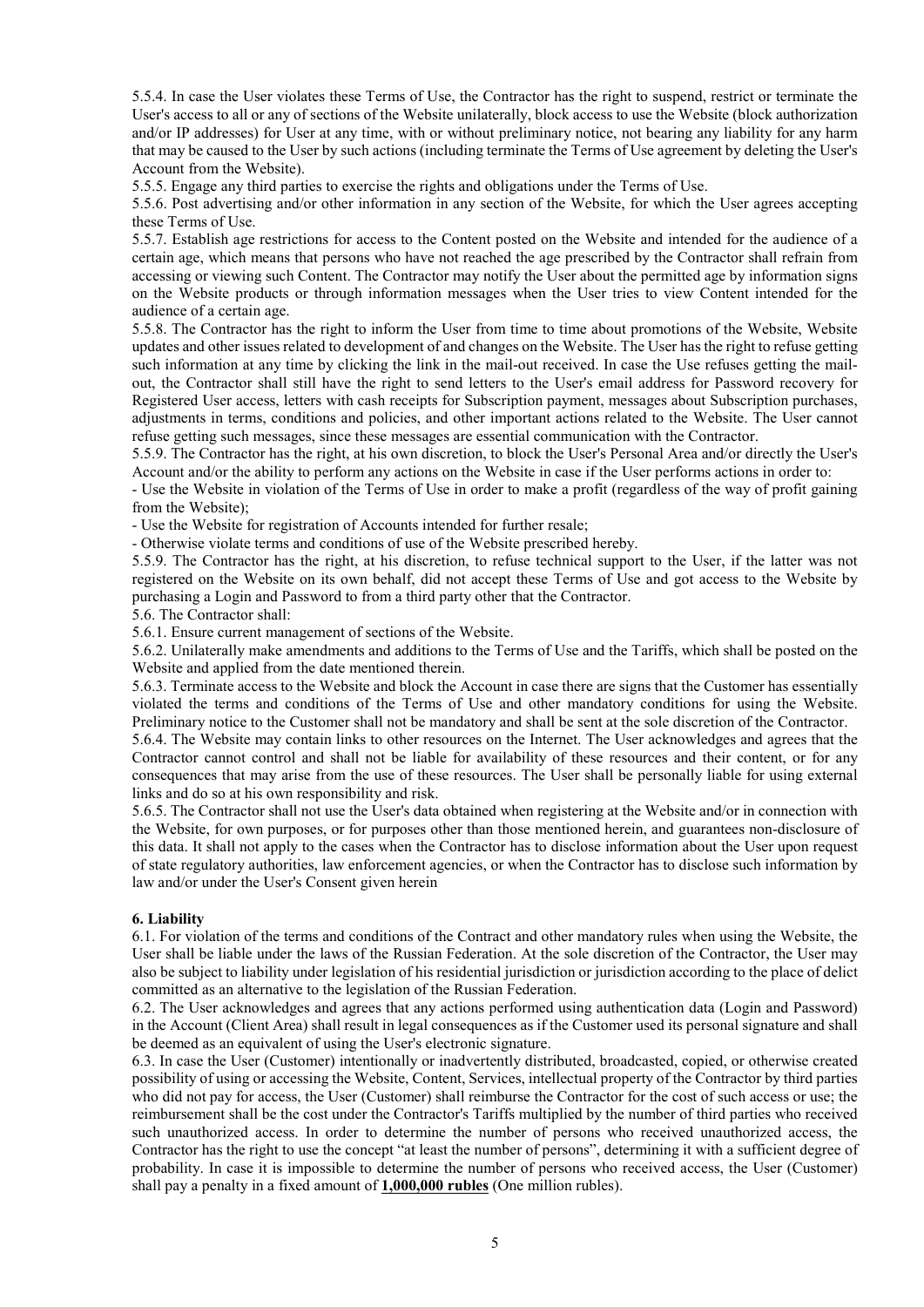5.5.4. In case the User violates these Terms of Use, the Contractor has the right to suspend, restrict or terminate the User's access to all or any of sections of the Website unilaterally, block access to use the Website (block authorization and/or IP addresses) for User at any time, with or without preliminary notice, not bearing any liability for any harm that may be caused to the User by such actions (including terminate the Terms of Use agreement by deleting the User's Account from the Website).

5.5.5. Engage any third parties to exercise the rights and obligations under the Terms of Use.

5.5.6. Post advertising and/or other information in any section of the Website, for which the User agrees accepting these Terms of Use.

5.5.7. Establish age restrictions for access to the Content posted on the Website and intended for the audience of a certain age, which means that persons who have not reached the age prescribed by the Contractor shall refrain from accessing or viewing such Content. The Contractor may notify the User about the permitted age by information signs on the Website products or through information messages when the User tries to view Content intended for the audience of a certain age.

5.5.8. The Contractor has the right to inform the User from time to time about promotions of the Website, Website updates and other issues related to development of and changes on the Website. The User has the right to refuse getting such information at any time by clicking the link in the mail-out received. In case the Use refuses getting the mail-out, the Contractor shall still have the right to send letters to the User's email address for Password recovery for Registered User access, letters with cash receipts for Subscription payment, messages about Subscription purchases, adjustments in terms, conditions and policies, and other important actions related to the Website. The User cannot refuse getting such messages, since these messages are essential communication with the Contractor.

5.5.9. The Contractor has the right, at his own discretion, to block the User's Personal Area and/or directly the User's Account and/or the ability to perform any actions on the Website in case if the User performs actions in order to:

- Use the Website in violation of the Terms of Use in order to make a profit (regardless of the way of profit gaining from the Website);
- Use the Website for registration of Accounts intended for further resale;
- Otherwise violate terms and conditions of use of the Website prescribed hereby.

5.5.9. The Contractor has the right, at his discretion, to refuse technical support to the User, if the latter was not registered on the Website on its own behalf, did not accept these Terms of Use and got access to the Website by purchasing a Login and Password to from a third party other that the Contractor.

5.6. The Contractor shall:

5.6.1. Ensure current management of sections of the Website.

5.6.2. Unilaterally make amendments and additions to the Terms of Use and the Tariffs, which shall be posted on the Website and applied from the date mentioned therein.

5.6.3. Terminate access to the Website and block the Account in case there are signs that the Customer has essentially violated the terms and conditions of the Terms of Use and other mandatory conditions for using the Website. Preliminary notice to the Customer shall not be mandatory and shall be sent at the sole discretion of the Contractor.

5.6.4. The Website may contain links to other resources on the Internet. The User acknowledges and agrees that the Contractor cannot control and shall not be liable for availability of these resources and their content, or for any consequences that may arise from the use of these resources. The User shall be personally liable for using external links and do so at his own responsibility and risk.

5.6.5. The Contractor shall not use the User's data obtained when registering at the Website and/or in connection with the Website, for own purposes, or for purposes other than those mentioned herein, and guarantees non-disclosure of this data. It shall not apply to the cases when the Contractor has to disclose information about the User upon request of state regulatory authorities, law enforcement agencies, or when the Contractor has to disclose such information by law and/or under the User's Consent given herein

## 6. Liability

6.1. For violation of the terms and conditions of the Contract and other mandatory rules when using the Website, the User shall be liable under the laws of the Russian Federation. At the sole discretion of the Contractor, the User may also be subject to liability under legislation of his residential jurisdiction or jurisdiction according to the place of delict committed as an alternative to the legislation of the Russian Federation.

6.2. The User acknowledges and agrees that any actions performed using authentication data (Login and Password) in the Account (Client Area) shall result in legal consequences as if the Customer used its personal signature and shall be deemed as an equivalent of using the User's electronic signature.

6.3. In case the User (Customer) intentionally or inadvertently distributed, broadcasted, copied, or otherwise created possibility of using or accessing the Website, Content, Services, intellectual property of the Contractor by third parties who did not pay for access, the User (Customer) shall reimburse the Contractor for the cost of such access or use; the reimbursement shall be the cost under the Contractor's Tariffs multiplied by the number of third parties who received such unauthorized access. In order to determine the number of persons who received unauthorized access, the Contractor has the right to use the concept "at least the number of persons", determining it with a sufficient degree of probability. In case it is impossible to determine the number of persons who received access, the User (Customer) shall pay a penalty in a fixed amount of **1,000,000 rubles** (One million rubles).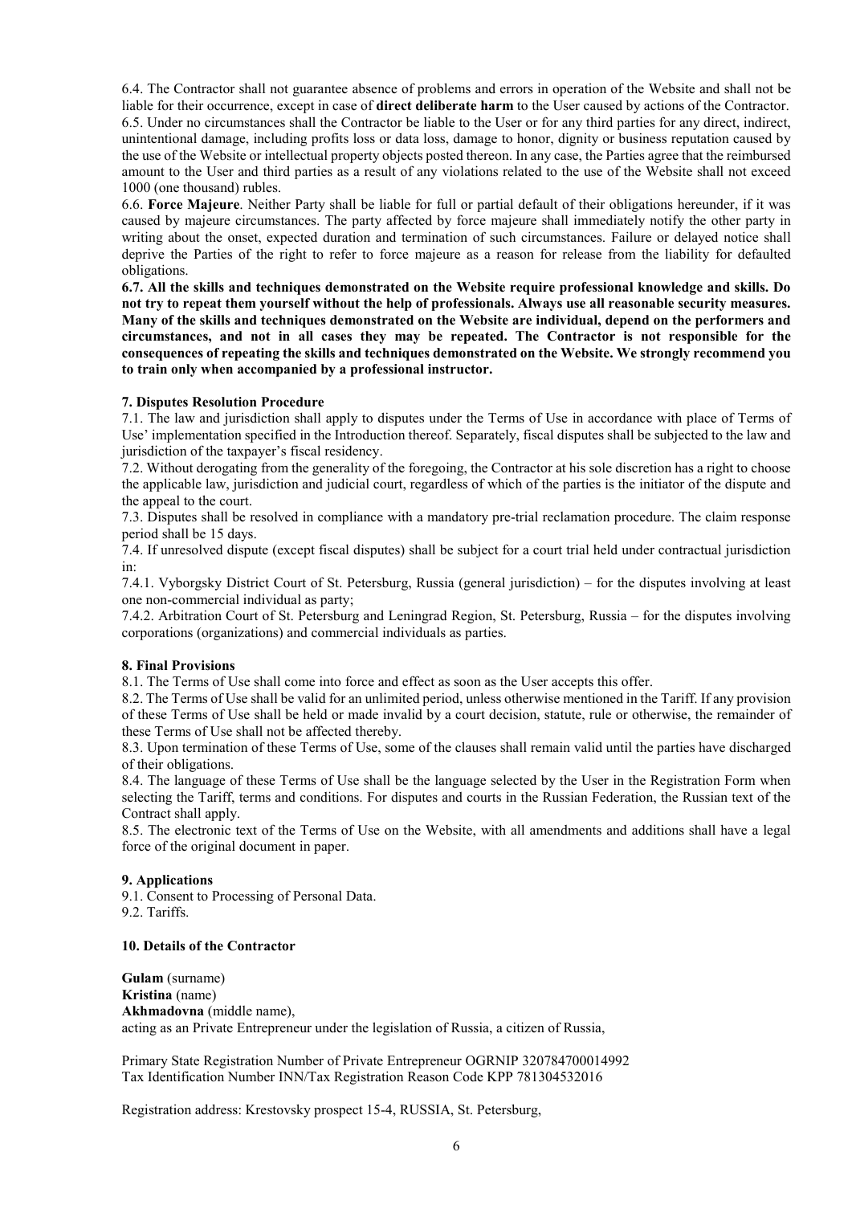6.4. The Contractor shall not guarantee absence of problems and errors in operation of the Website and shall not be liable for their occurrence, except in case of **direct deliberate harm** to the User caused by actions of the Contractor.
6.5. Under no circumstances shall the Contractor be liable to the User or for any third parties for any direct, indirect, unintentional damage, including profits loss or data loss, damage to honor, dignity or business reputation caused by the use of the Website or intellectual property objects posted thereon. In any case, the Parties agree that the reimbursed amount to the User and third parties as a result of any violations related to the use of the Website shall not exceed 1000 (one thousand) rubles.
6.6. **Force Majeure**. Neither Party shall be liable for full or partial default of their obligations hereunder, if it was caused by majeure circumstances. The party affected by force majeure shall immediately notify the other party in writing about the onset, expected duration and termination of such circumstances. Failure or delayed notice shall deprive the Parties of the right to refer to force majeure as a reason for release from the liability for defaulted obligations.
**6.7. All the skills and techniques demonstrated on the Website require professional knowledge and skills. Do not try to repeat them yourself without the help of professionals. Always use all reasonable security measures. Many of the skills and techniques demonstrated on the Website are individual, depend on the performers and circumstances, and not in all cases they may be repeated. The Contractor is not responsible for the consequences of repeating the skills and techniques demonstrated on the Website. We strongly recommend you to train only when accompanied by a professional instructor.**

**7. Disputes Resolution Procedure**

7.1. The law and jurisdiction shall apply to disputes under the Terms of Use in accordance with place of Terms of Use' implementation specified in the Introduction thereof. Separately, fiscal disputes shall be subjected to the law and jurisdiction of the taxpayer's fiscal residency.
7.2. Without derogating from the generality of the foregoing, the Contractor at his sole discretion has a right to choose the applicable law, jurisdiction and judicial court, regardless of which of the parties is the initiator of the dispute and the appeal to the court.
7.3. Disputes shall be resolved in compliance with a mandatory pre-trial reclamation procedure. The claim response period shall be 15 days.
7.4. If unresolved dispute (except fiscal disputes) shall be subject for a court trial held under contractual jurisdiction in:
7.4.1. Vyborgsky District Court of St. Petersburg, Russia (general jurisdiction) – for the disputes involving at least one non-commercial individual as party;
7.4.2. Arbitration Court of St. Petersburg and Leningrad Region, St. Petersburg, Russia – for the disputes involving corporations (organizations) and commercial individuals as parties.

**8. Final Provisions**

8.1. The Terms of Use shall come into force and effect as soon as the User accepts this offer.
8.2. The Terms of Use shall be valid for an unlimited period, unless otherwise mentioned in the Tariff. If any provision of these Terms of Use shall be held or made invalid by a court decision, statute, rule or otherwise, the remainder of these Terms of Use shall not be affected thereby.
8.3. Upon termination of these Terms of Use, some of the clauses shall remain valid until the parties have discharged of their obligations.
8.4. The language of these Terms of Use shall be the language selected by the User in the Registration Form when selecting the Tariff, terms and conditions. For disputes and courts in the Russian Federation, the Russian text of the Contract shall apply.
8.5. The electronic text of the Terms of Use on the Website, with all amendments and additions shall have a legal force of the original document in paper.

**9. Applications**

9.1. Consent to Processing of Personal Data.
9.2. Tariffs.

**10. Details of the Contractor**

**Gulam** (surname)
**Kristina** (name)
**Akhmadovna** (middle name),
acting as an Private Entrepreneur under the legislation of Russia, a citizen of Russia,

Primary State Registration Number of Private Entrepreneur OGRNIP 320784700014992
Tax Identification Number INN/Tax Registration Reason Code KPP 781304532016

Registration address: Krestovsky prospect 15-4, RUSSIA, St. Petersburg,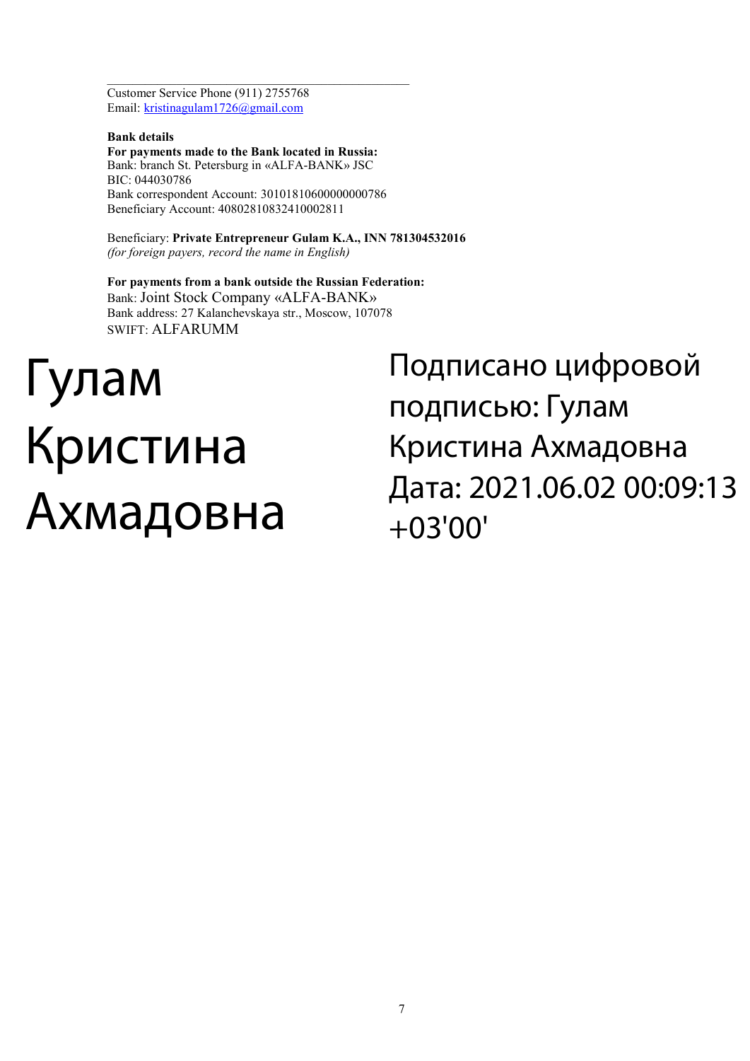Customer Service Phone (911) 2755768
Email: kristinagulam1726@gmail.com

**Bank details**
**For payments made to the Bank located in Russia:**
Bank: branch St. Petersburg in «ALFA-BANK» JSC
BIC: 044030786
Bank correspondent Account: 30101810600000000786
Beneficiary Account: 40802810832410002811

Beneficiary: **Private Entrepreneur Gulam K.A., INN 781304532016**
*(for foreign payers, record the name in English)*

**For payments from a bank outside the Russian Federation:**
Bank: Joint Stock Company «ALFA-BANK»
Bank address: 27 Kalanchevskaya str., Moscow, 107078
SWIFT: ALFARUMM

Гулам Кристина Ахмадовна

Подписано цифровой подписью: Гулам Кристина Ахмадовна
Дата: 2021.06.02 00:09:13 +03'00'